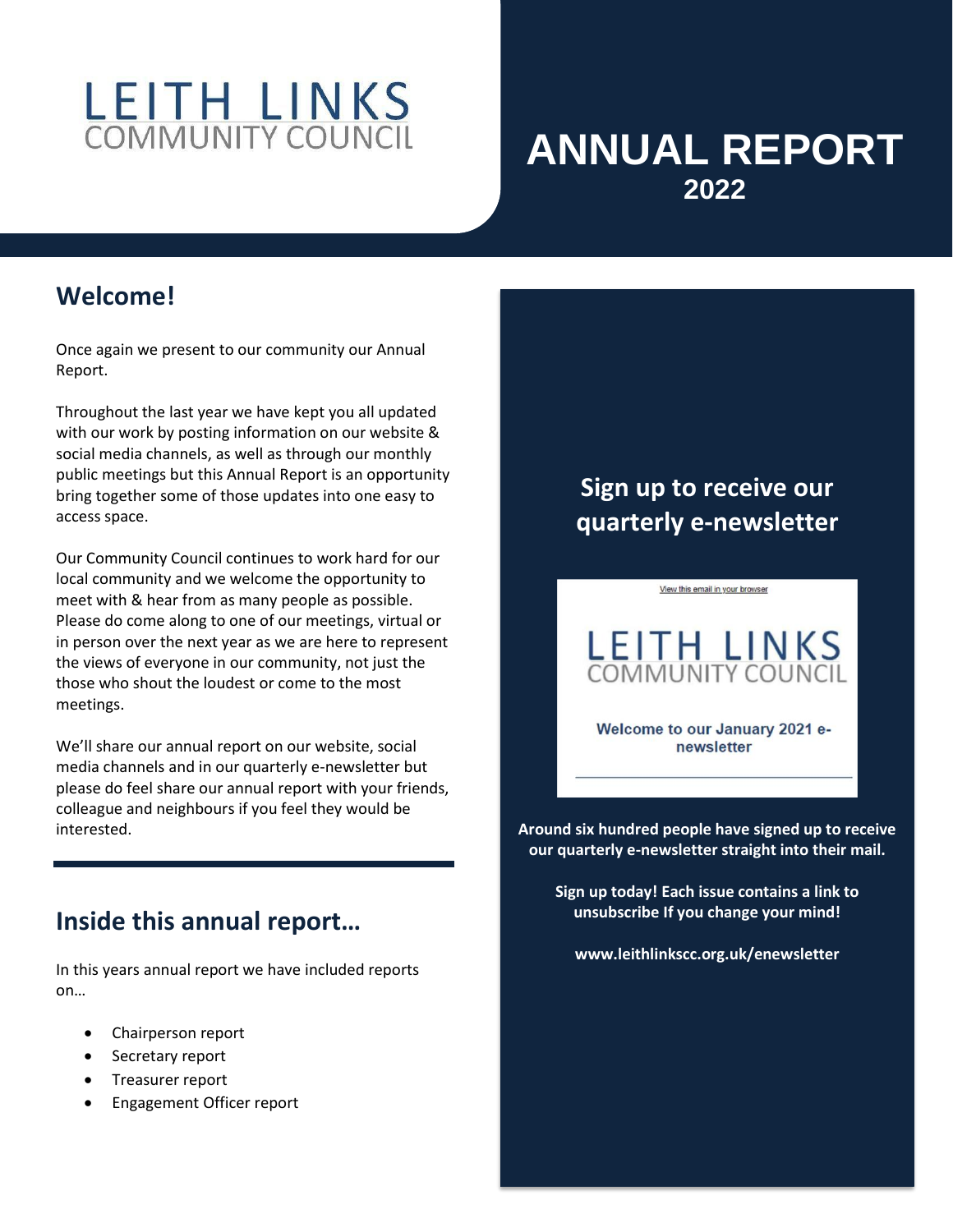LEITH LINKS
COMMUNITY COUNCIL

# ANNUAL REPORT
## 2022

## Welcome!

Once again we present to our community our Annual Report.

Throughout the last year we have kept you all updated with our work by posting information on our website & social media channels, as well as through our monthly public meetings but this Annual Report is an opportunity bring together some of those updates into one easy to access space.

Our Community Council continues to work hard for our local community and we welcome the opportunity to meet with & hear from as many people as possible. Please do come along to one of our meetings, virtual or in person over the next year as we are here to represent the views of everyone in our community, not just the those who shout the loudest or come to the most meetings.

We'll share our annual report on our website, social media channels and in our quarterly e-newsletter but please do feel share our annual report with your friends, colleague and neighbours if you feel they would be interested.

## Inside this annual report…

In this years annual report we have included reports on…

- Chairperson report
- Secretary report
- Treasurer report
- Engagement Officer report

## Sign up to receive our quarterly e-newsletter

View this email in your browser

LEITH LINKS
COMMUNITY COUNCIL

**Welcome to our January 2021 e-newsletter**

**Around six hundred people have signed up to receive our quarterly e-newsletter straight into their mail.**

**Sign up today! Each issue contains a link to unsubscribe If you change your mind!**

**www.leithlinkscc.org.uk/enewsletter**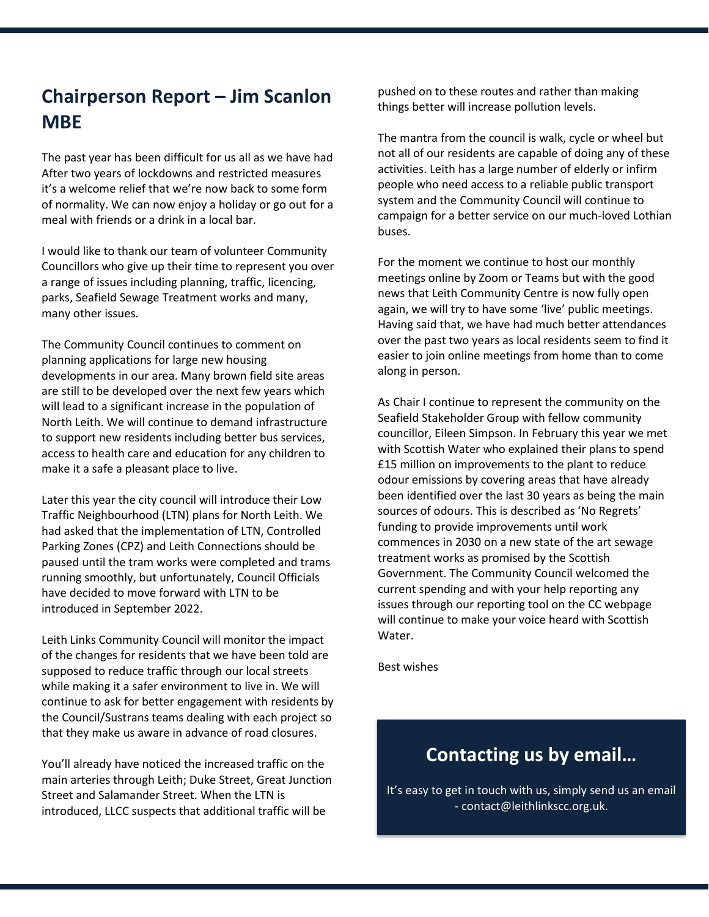## Chairperson Report – Jim Scanlon MBE

The past year has been difficult for us all as we have had After two years of lockdowns and restricted measures it's a welcome relief that we're now back to some form of normality. We can now enjoy a holiday or go out for a meal with friends or a drink in a local bar.

I would like to thank our team of volunteer Community Councillors who give up their time to represent you over a range of issues including planning, traffic, licencing, parks, Seafield Sewage Treatment works and many, many other issues.

The Community Council continues to comment on planning applications for large new housing developments in our area. Many brown field site areas are still to be developed over the next few years which will lead to a significant increase in the population of North Leith. We will continue to demand infrastructure to support new residents including better bus services, access to health care and education for any children to make it a safe a pleasant place to live.

Later this year the city council will introduce their Low Traffic Neighbourhood (LTN) plans for North Leith. We had asked that the implementation of LTN, Controlled Parking Zones (CPZ) and Leith Connections should be paused until the tram works were completed and trams running smoothly, but unfortunately, Council Officials have decided to move forward with LTN to be introduced in September 2022.

Leith Links Community Council will monitor the impact of the changes for residents that we have been told are supposed to reduce traffic through our local streets while making it a safer environment to live in. We will continue to ask for better engagement with residents by the Council/Sustrans teams dealing with each project so that they make us aware in advance of road closures.

You'll already have noticed the increased traffic on the main arteries through Leith; Duke Street, Great Junction Street and Salamander Street. When the LTN is introduced, LLCC suspects that additional traffic will be pushed on to these routes and rather than making things better will increase pollution levels.

The mantra from the council is walk, cycle or wheel but not all of our residents are capable of doing any of these activities. Leith has a large number of elderly or infirm people who need access to a reliable public transport system and the Community Council will continue to campaign for a better service on our much-loved Lothian buses.

For the moment we continue to host our monthly meetings online by Zoom or Teams but with the good news that Leith Community Centre is now fully open again, we will try to have some 'live' public meetings. Having said that, we have had much better attendances over the past two years as local residents seem to find it easier to join online meetings from home than to come along in person.

As Chair I continue to represent the community on the Seafield Stakeholder Group with fellow community councillor, Eileen Simpson. In February this year we met with Scottish Water who explained their plans to spend £15 million on improvements to the plant to reduce odour emissions by covering areas that have already been identified over the last 30 years as being the main sources of odours. This is described as 'No Regrets' funding to provide improvements until work commences in 2030 on a new state of the art sewage treatment works as promised by the Scottish Government. The Community Council welcomed the current spending and with your help reporting any issues through our reporting tool on the CC webpage will continue to make your voice heard with Scottish Water.

Best wishes

### Contacting us by email…

It's easy to get in touch with us, simply send us an email - contact@leithlinkscc.org.uk.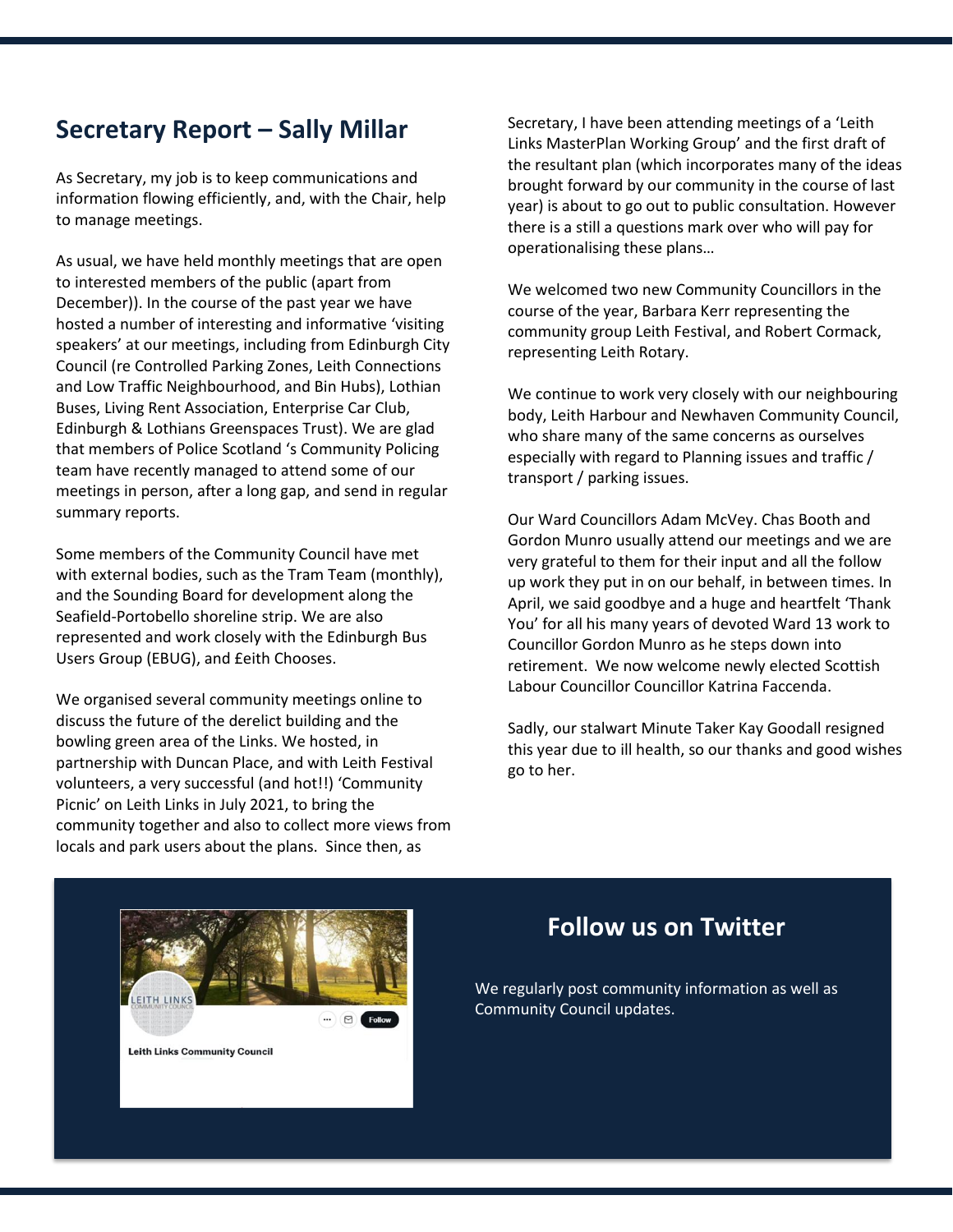## Secretary Report – Sally Millar

As Secretary, my job is to keep communications and information flowing efficiently, and, with the Chair, help to manage meetings.

As usual, we have held monthly meetings that are open to interested members of the public (apart from December)). In the course of the past year we have hosted a number of interesting and informative 'visiting speakers' at our meetings, including from Edinburgh City Council (re Controlled Parking Zones, Leith Connections and Low Traffic Neighbourhood, and Bin Hubs), Lothian Buses, Living Rent Association, Enterprise Car Club, Edinburgh & Lothians Greenspaces Trust). We are glad that members of Police Scotland 's Community Policing team have recently managed to attend some of our meetings in person, after a long gap, and send in regular summary reports.

Some members of the Community Council have met with external bodies, such as the Tram Team (monthly), and the Sounding Board for development along the Seafield-Portobello shoreline strip. We are also represented and work closely with the Edinburgh Bus Users Group (EBUG), and £eith Chooses.

We organised several community meetings online to discuss the future of the derelict building and the bowling green area of the Links. We hosted, in partnership with Duncan Place, and with Leith Festival volunteers, a very successful (and hot!!) 'Community Picnic' on Leith Links in July 2021, to bring the community together and also to collect more views from locals and park users about the plans. Since then, as Secretary, I have been attending meetings of a 'Leith Links MasterPlan Working Group' and the first draft of the resultant plan (which incorporates many of the ideas brought forward by our community in the course of last year) is about to go out to public consultation. However there is a still a questions mark over who will pay for operationalising these plans…

We welcomed two new Community Councillors in the course of the year, Barbara Kerr representing the community group Leith Festival, and Robert Cormack, representing Leith Rotary.

We continue to work very closely with our neighbouring body, Leith Harbour and Newhaven Community Council, who share many of the same concerns as ourselves especially with regard to Planning issues and traffic / transport / parking issues.

Our Ward Councillors Adam McVey. Chas Booth and Gordon Munro usually attend our meetings and we are very grateful to them for their input and all the follow up work they put in on our behalf, in between times. In April, we said goodbye and a huge and heartfelt 'Thank You' for all his many years of devoted Ward 13 work to Councillor Gordon Munro as he steps down into retirement. We now welcome newly elected Scottish Labour Councillor Councillor Katrina Faccenda.

Sadly, our stalwart Minute Taker Kay Goodall resigned this year due to ill health, so our thanks and good wishes go to her.

## Follow us on Twitter

We regularly post community information as well as Community Council updates.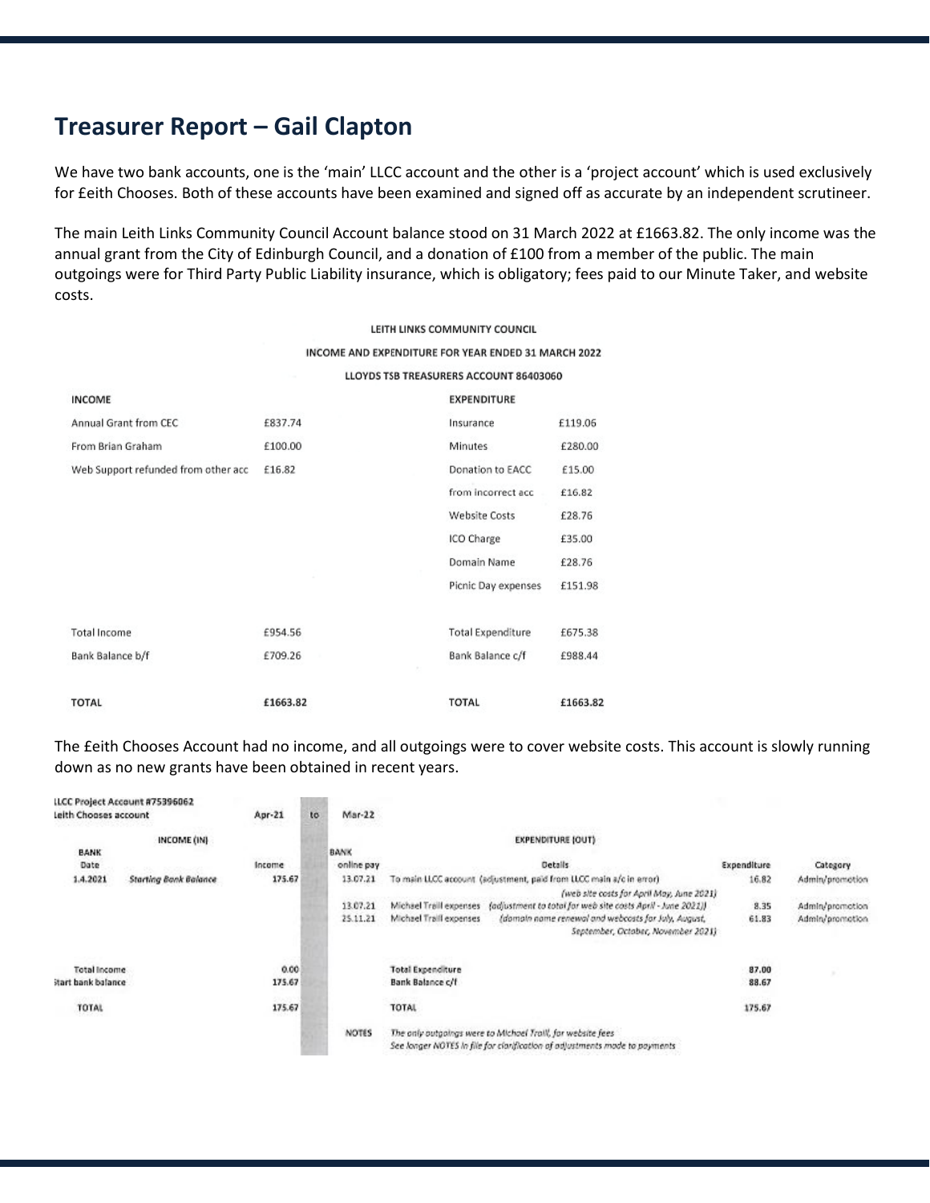## Treasurer Report – Gail Clapton

We have two bank accounts, one is the 'main' LLCC account and the other is a 'project account' which is used exclusively for £eith Chooses. Both of these accounts have been examined and signed off as accurate by an independent scrutineer.

The main Leith Links Community Council Account balance stood on 31 March 2022 at £1663.82. The only income was the annual grant from the City of Edinburgh Council, and a donation of £100 from a member of the public. The main outgoings were for Third Party Public Liability insurance, which is obligatory; fees paid to our Minute Taker, and website costs.

LEITH LINKS COMMUNITY COUNCIL

INCOME AND EXPENDITURE FOR YEAR ENDED 31 MARCH 2022

LLOYDS TSB TREASURERS ACCOUNT 86403060

| INCOME | | EXPENDITURE | |
|---|---|---|---|
| Annual Grant from CEC | £837.74 | Insurance | £119.06 |
| From Brian Graham | £100.00 | Minutes | £280.00 |
| Web Support refunded from other acc | £16.82 | Donation to EACC | £15.00 |
| | | from incorrect acc | £16.82 |
| | | Website Costs | £28.76 |
| | | ICO Charge | £35.00 |
| | | Domain Name | £28.76 |
| | | Picnic Day expenses | £151.98 |
| Total Income | £954.56 | Total Expenditure | £675.38 |
| Bank Balance b/f | £709.26 | Bank Balance c/f | £988.44 |
| **TOTAL** | **£1663.82** | **TOTAL** | **£1663.82** |

The £eith Chooses Account had no income, and all outgoings were to cover website costs. This account is slowly running down as no new grants have been obtained in recent years.

LLCC Project Account #75396062
Leith Chooses account — Apr-21 to Mar-22

| INCOME (IN) | | | EXPENDITURE (OUT) | | | |
|---|---|---|---|---|---|---|
| BANK Date | | Income | BANK online pay | Details | Expenditure | Category |
| 1.4.2021 | *Starting Bank Balance* | 175.67 | 13.07.21 | To main LLCC account (adjustment, paid from LLCC main a/c in error) *(web site costs for April May, June 2021)* | 16.82 | Admin/promotion |
| | | | 13.07.21 | Michael Traill expenses *(adjustment to total for web site costs April - June 2021)* | 8.35 | Admin/promotion |
| | | | 25.11.21 | Michael Traill expenses *(domain name renewal and webcosts for July, August, September, October, November 2021)* | 61.83 | Admin/promotion |
| Total Income | | 0.00 | | Total Expenditure | 87.00 | |
| Start bank balance | | 175.67 | | Bank Balance c/f | 88.67 | |
| TOTAL | | 175.67 | | TOTAL | 175.67 | |
| | | | NOTES | *The only outgoings were to Michael Traill, for website fees* *See longer NOTES in file for clarification of adjustments made to payments* | | |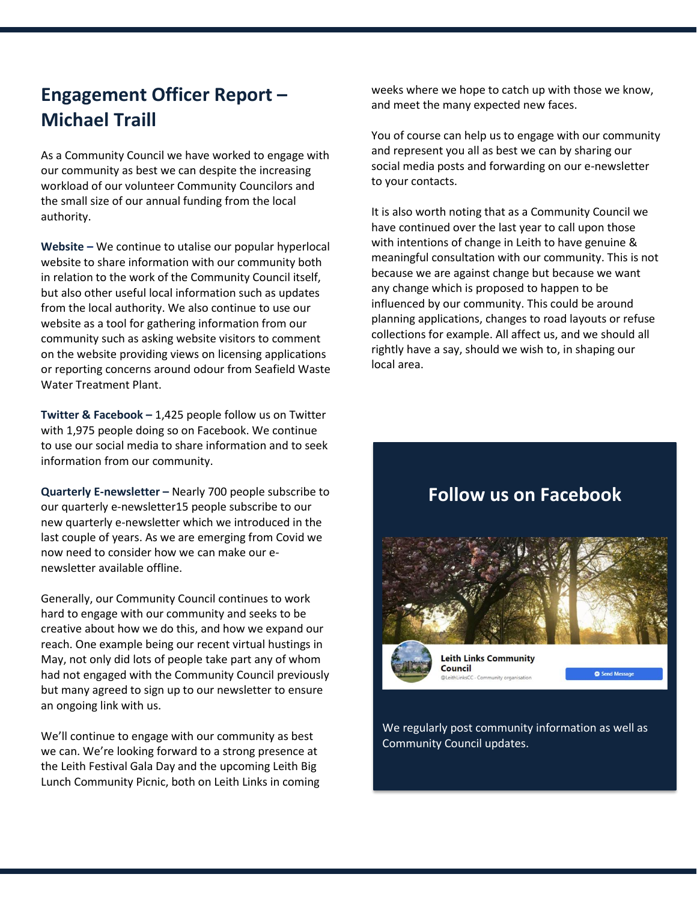## Engagement Officer Report – Michael Traill

As a Community Council we have worked to engage with our community as best we can despite the increasing workload of our volunteer Community Councilors and the small size of our annual funding from the local authority.

**Website –** We continue to utalise our popular hyperlocal website to share information with our community both in relation to the work of the Community Council itself, but also other useful local information such as updates from the local authority. We also continue to use our website as a tool for gathering information from our community such as asking website visitors to comment on the website providing views on licensing applications or reporting concerns around odour from Seafield Waste Water Treatment Plant.

**Twitter & Facebook –** 1,425 people follow us on Twitter with 1,975 people doing so on Facebook. We continue to use our social media to share information and to seek information from our community.

**Quarterly E-newsletter –** Nearly 700 people subscribe to our quarterly e-newsletter15 people subscribe to our new quarterly e-newsletter which we introduced in the last couple of years. As we are emerging from Covid we now need to consider how we can make our e-newsletter available offline.

Generally, our Community Council continues to work hard to engage with our community and seeks to be creative about how we do this, and how we expand our reach. One example being our recent virtual hustings in May, not only did lots of people take part any of whom had not engaged with the Community Council previously but many agreed to sign up to our newsletter to ensure an ongoing link with us.

We'll continue to engage with our community as best we can. We're looking forward to a strong presence at the Leith Festival Gala Day and the upcoming Leith Big Lunch Community Picnic, both on Leith Links in coming weeks where we hope to catch up with those we know, and meet the many expected new faces.

You of course can help us to engage with our community and represent you all as best we can by sharing our social media posts and forwarding on our e-newsletter to your contacts.

It is also worth noting that as a Community Council we have continued over the last year to call upon those with intentions of change in Leith to have genuine & meaningful consultation with our community. This is not because we are against change but because we want any change which is proposed to happen to be influenced by our community. This could be around planning applications, changes to road layouts or refuse collections for example. All affect us, and we should all rightly have a say, should we wish to, in shaping our local area.

### Follow us on Facebook

Leith Links Community Council

@LeithLinksCC · Community organisation

Send Message

We regularly post community information as well as Community Council updates.